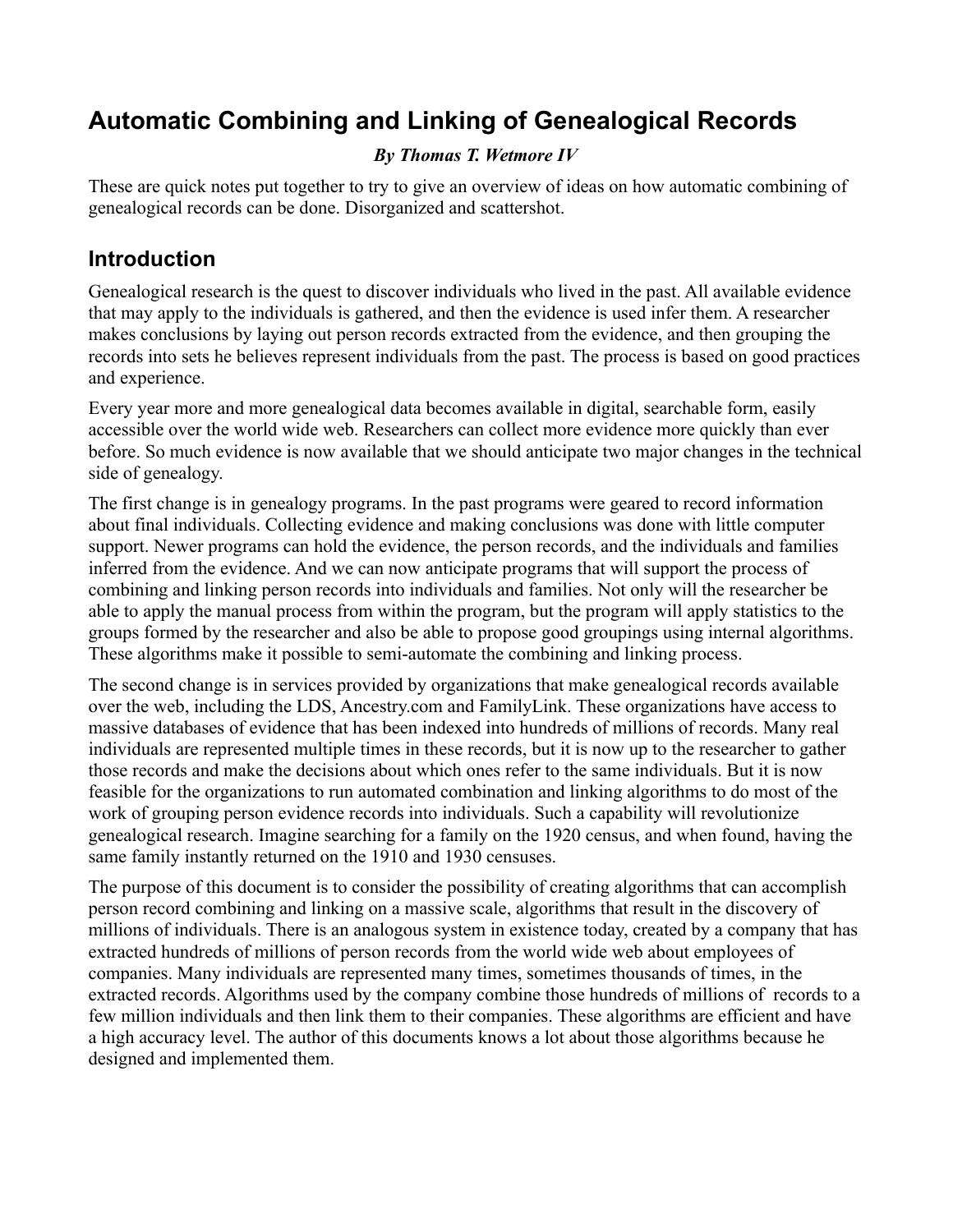# Automatic Combining and Linking of Genealogical Records

***By Thomas T. Wetmore IV***

These are quick notes put together to try to give an overview of ideas on how automatic combining of genealogical records can be done. Disorganized and scattershot.

## Introduction

Genealogical research is the quest to discover individuals who lived in the past. All available evidence that may apply to the individuals is gathered, and then the evidence is used infer them. A researcher makes conclusions by laying out person records extracted from the evidence, and then grouping the records into sets he believes represent individuals from the past. The process is based on good practices and experience.

Every year more and more genealogical data becomes available in digital, searchable form, easily accessible over the world wide web. Researchers can collect more evidence more quickly than ever before. So much evidence is now available that we should anticipate two major changes in the technical side of genealogy.

The first change is in genealogy programs. In the past programs were geared to record information about final individuals. Collecting evidence and making conclusions was done with little computer support. Newer programs can hold the evidence, the person records, and the individuals and families inferred from the evidence. And we can now anticipate programs that will support the process of combining and linking person records into individuals and families. Not only will the researcher be able to apply the manual process from within the program, but the program will apply statistics to the groups formed by the researcher and also be able to propose good groupings using internal algorithms. These algorithms make it possible to semi-automate the combining and linking process.

The second change is in services provided by organizations that make genealogical records available over the web, including the LDS, Ancestry.com and FamilyLink. These organizations have access to massive databases of evidence that has been indexed into hundreds of millions of records. Many real individuals are represented multiple times in these records, but it is now up to the researcher to gather those records and make the decisions about which ones refer to the same individuals. But it is now feasible for the organizations to run automated combination and linking algorithms to do most of the work of grouping person evidence records into individuals. Such a capability will revolutionize genealogical research. Imagine searching for a family on the 1920 census, and when found, having the same family instantly returned on the 1910 and 1930 censuses.

The purpose of this document is to consider the possibility of creating algorithms that can accomplish person record combining and linking on a massive scale, algorithms that result in the discovery of millions of individuals. There is an analogous system in existence today, created by a company that has extracted hundreds of millions of person records from the world wide web about employees of companies. Many individuals are represented many times, sometimes thousands of times, in the extracted records. Algorithms used by the company combine those hundreds of millions of records to a few million individuals and then link them to their companies. These algorithms are efficient and have a high accuracy level. The author of this documents knows a lot about those algorithms because he designed and implemented them.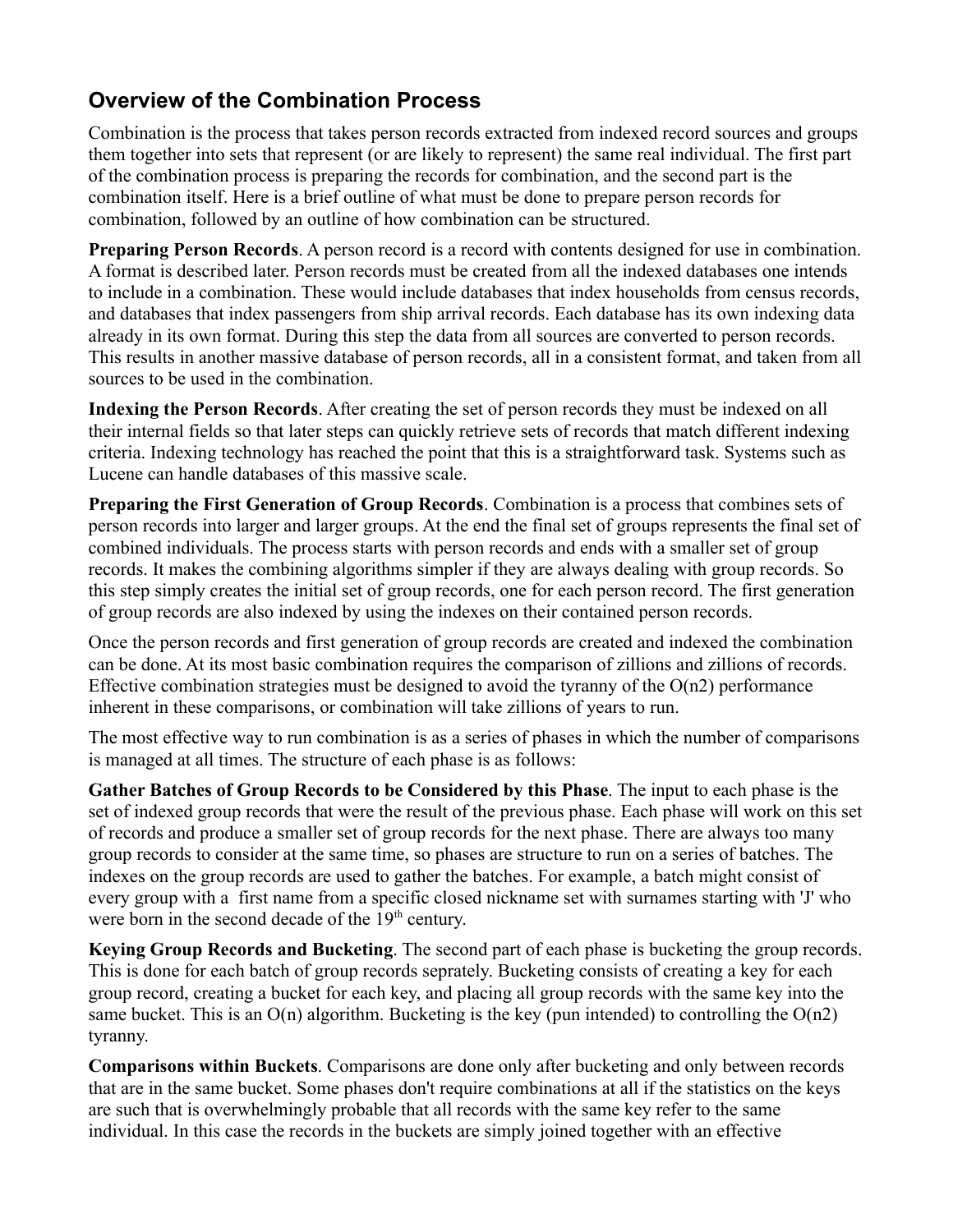## Overview of the Combination Process

Combination is the process that takes person records extracted from indexed record sources and groups them together into sets that represent (or are likely to represent) the same real individual. The first part of the combination process is preparing the records for combination, and the second part is the combination itself. Here is a brief outline of what must be done to prepare person records for combination, followed by an outline of how combination can be structured.

**Preparing Person Records**. A person record is a record with contents designed for use in combination. A format is described later. Person records must be created from all the indexed databases one intends to include in a combination. These would include databases that index households from census records, and databases that index passengers from ship arrival records. Each database has its own indexing data already in its own format. During this step the data from all sources are converted to person records. This results in another massive database of person records, all in a consistent format, and taken from all sources to be used in the combination.

**Indexing the Person Records**. After creating the set of person records they must be indexed on all their internal fields so that later steps can quickly retrieve sets of records that match different indexing criteria. Indexing technology has reached the point that this is a straightforward task. Systems such as Lucene can handle databases of this massive scale.

**Preparing the First Generation of Group Records**. Combination is a process that combines sets of person records into larger and larger groups. At the end the final set of groups represents the final set of combined individuals. The process starts with person records and ends with a smaller set of group records. It makes the combining algorithms simpler if they are always dealing with group records. So this step simply creates the initial set of group records, one for each person record. The first generation of group records are also indexed by using the indexes on their contained person records.

Once the person records and first generation of group records are created and indexed the combination can be done. At its most basic combination requires the comparison of zillions and zillions of records. Effective combination strategies must be designed to avoid the tyranny of the O(n2) performance inherent in these comparisons, or combination will take zillions of years to run.

The most effective way to run combination is as a series of phases in which the number of comparisons is managed at all times. The structure of each phase is as follows:

**Gather Batches of Group Records to be Considered by this Phase**. The input to each phase is the set of indexed group records that were the result of the previous phase. Each phase will work on this set of records and produce a smaller set of group records for the next phase. There are always too many group records to consider at the same time, so phases are structure to run on a series of batches. The indexes on the group records are used to gather the batches. For example, a batch might consist of every group with a first name from a specific closed nickname set with surnames starting with 'J' who were born in the second decade of the 19th century.

**Keying Group Records and Bucketing**. The second part of each phase is bucketing the group records. This is done for each batch of group records seprately. Bucketing consists of creating a key for each group record, creating a bucket for each key, and placing all group records with the same key into the same bucket. This is an O(n) algorithm. Bucketing is the key (pun intended) to controlling the O(n2) tyranny.

**Comparisons within Buckets**. Comparisons are done only after bucketing and only between records that are in the same bucket. Some phases don't require combinations at all if the statistics on the keys are such that is overwhelmingly probable that all records with the same key refer to the same individual. In this case the records in the buckets are simply joined together with an effective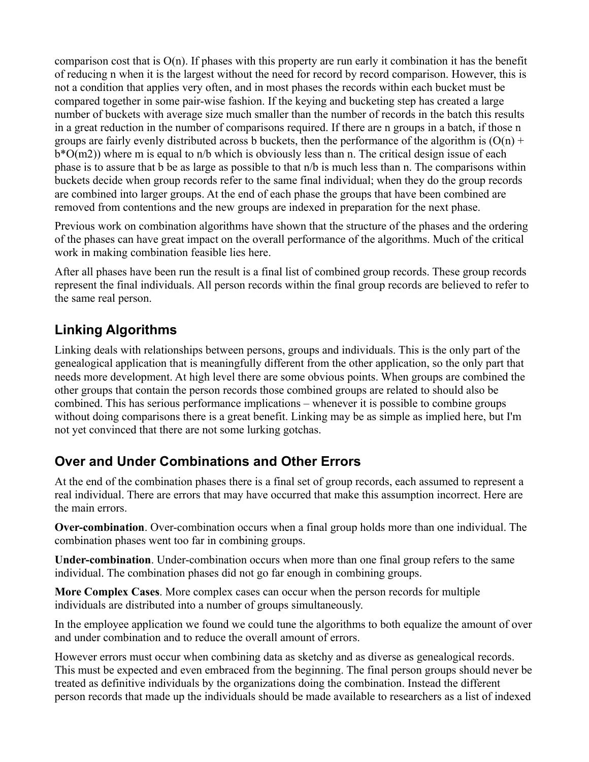comparison cost that is $O(n)$. If phases with this property are run early it combination it has the benefit of reducing n when it is the largest without the need for record by record comparison. However, this is not a condition that applies very often, and in most phases the records within each bucket must be compared together in some pair-wise fashion. If the keying and bucketing step has created a large number of buckets with average size much smaller than the number of records in the batch this results in a great reduction in the number of comparisons required. If there are n groups in a batch, if those n groups are fairly evenly distributed across b buckets, then the performance of the algorithm is $(O(n) + b*O(m2))$ where m is equal to n/b which is obviously less than n. The critical design issue of each phase is to assure that b be as large as possible to that n/b is much less than n. The comparisons within buckets decide when group records refer to the same final individual; when they do the group records are combined into larger groups. At the end of each phase the groups that have been combined are removed from contentions and the new groups are indexed in preparation for the next phase.

Previous work on combination algorithms have shown that the structure of the phases and the ordering of the phases can have great impact on the overall performance of the algorithms. Much of the critical work in making combination feasible lies here.

After all phases have been run the result is a final list of combined group records. These group records represent the final individuals. All person records within the final group records are believed to refer to the same real person.

## Linking Algorithms

Linking deals with relationships between persons, groups and individuals. This is the only part of the genealogical application that is meaningfully different from the other application, so the only part that needs more development. At high level there are some obvious points. When groups are combined the other groups that contain the person records those combined groups are related to should also be combined. This has serious performance implications – whenever it is possible to combine groups without doing comparisons there is a great benefit. Linking may be as simple as implied here, but I'm not yet convinced that there are not some lurking gotchas.

## Over and Under Combinations and Other Errors

At the end of the combination phases there is a final set of group records, each assumed to represent a real individual. There are errors that may have occurred that make this assumption incorrect. Here are the main errors.

**Over-combination**. Over-combination occurs when a final group holds more than one individual. The combination phases went too far in combining groups.

**Under-combination**. Under-combination occurs when more than one final group refers to the same individual. The combination phases did not go far enough in combining groups.

**More Complex Cases**. More complex cases can occur when the person records for multiple individuals are distributed into a number of groups simultaneously.

In the employee application we found we could tune the algorithms to both equalize the amount of over and under combination and to reduce the overall amount of errors.

However errors must occur when combining data as sketchy and as diverse as genealogical records. This must be expected and even embraced from the beginning. The final person groups should never be treated as definitive individuals by the organizations doing the combination. Instead the different person records that made up the individuals should be made available to researchers as a list of indexed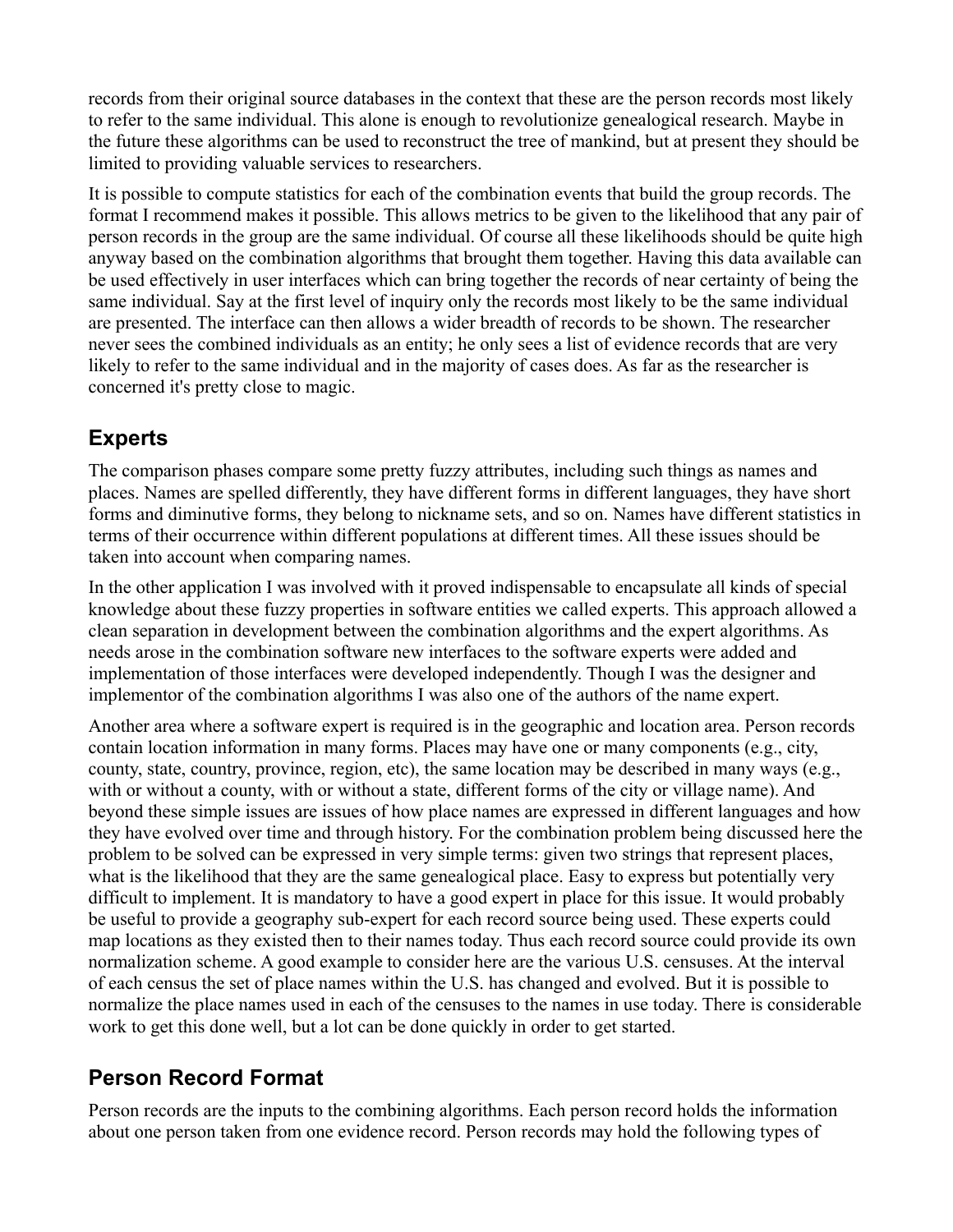records from their original source databases in the context that these are the person records most likely to refer to the same individual. This alone is enough to revolutionize genealogical research. Maybe in the future these algorithms can be used to reconstruct the tree of mankind, but at present they should be limited to providing valuable services to researchers.

It is possible to compute statistics for each of the combination events that build the group records. The format I recommend makes it possible. This allows metrics to be given to the likelihood that any pair of person records in the group are the same individual. Of course all these likelihoods should be quite high anyway based on the combination algorithms that brought them together. Having this data available can be used effectively in user interfaces which can bring together the records of near certainty of being the same individual. Say at the first level of inquiry only the records most likely to be the same individual are presented. The interface can then allows a wider breadth of records to be shown. The researcher never sees the combined individuals as an entity; he only sees a list of evidence records that are very likely to refer to the same individual and in the majority of cases does. As far as the researcher is concerned it's pretty close to magic.

## Experts

The comparison phases compare some pretty fuzzy attributes, including such things as names and places. Names are spelled differently, they have different forms in different languages, they have short forms and diminutive forms, they belong to nickname sets, and so on. Names have different statistics in terms of their occurrence within different populations at different times. All these issues should be taken into account when comparing names.

In the other application I was involved with it proved indispensable to encapsulate all kinds of special knowledge about these fuzzy properties in software entities we called experts. This approach allowed a clean separation in development between the combination algorithms and the expert algorithms. As needs arose in the combination software new interfaces to the software experts were added and implementation of those interfaces were developed independently. Though I was the designer and implementor of the combination algorithms I was also one of the authors of the name expert.

Another area where a software expert is required is in the geographic and location area. Person records contain location information in many forms. Places may have one or many components (e.g., city, county, state, country, province, region, etc), the same location may be described in many ways (e.g., with or without a county, with or without a state, different forms of the city or village name). And beyond these simple issues are issues of how place names are expressed in different languages and how they have evolved over time and through history. For the combination problem being discussed here the problem to be solved can be expressed in very simple terms: given two strings that represent places, what is the likelihood that they are the same genealogical place. Easy to express but potentially very difficult to implement. It is mandatory to have a good expert in place for this issue. It would probably be useful to provide a geography sub-expert for each record source being used. These experts could map locations as they existed then to their names today. Thus each record source could provide its own normalization scheme. A good example to consider here are the various U.S. censuses. At the interval of each census the set of place names within the U.S. has changed and evolved. But it is possible to normalize the place names used in each of the censuses to the names in use today. There is considerable work to get this done well, but a lot can be done quickly in order to get started.

## Person Record Format

Person records are the inputs to the combining algorithms. Each person record holds the information about one person taken from one evidence record. Person records may hold the following types of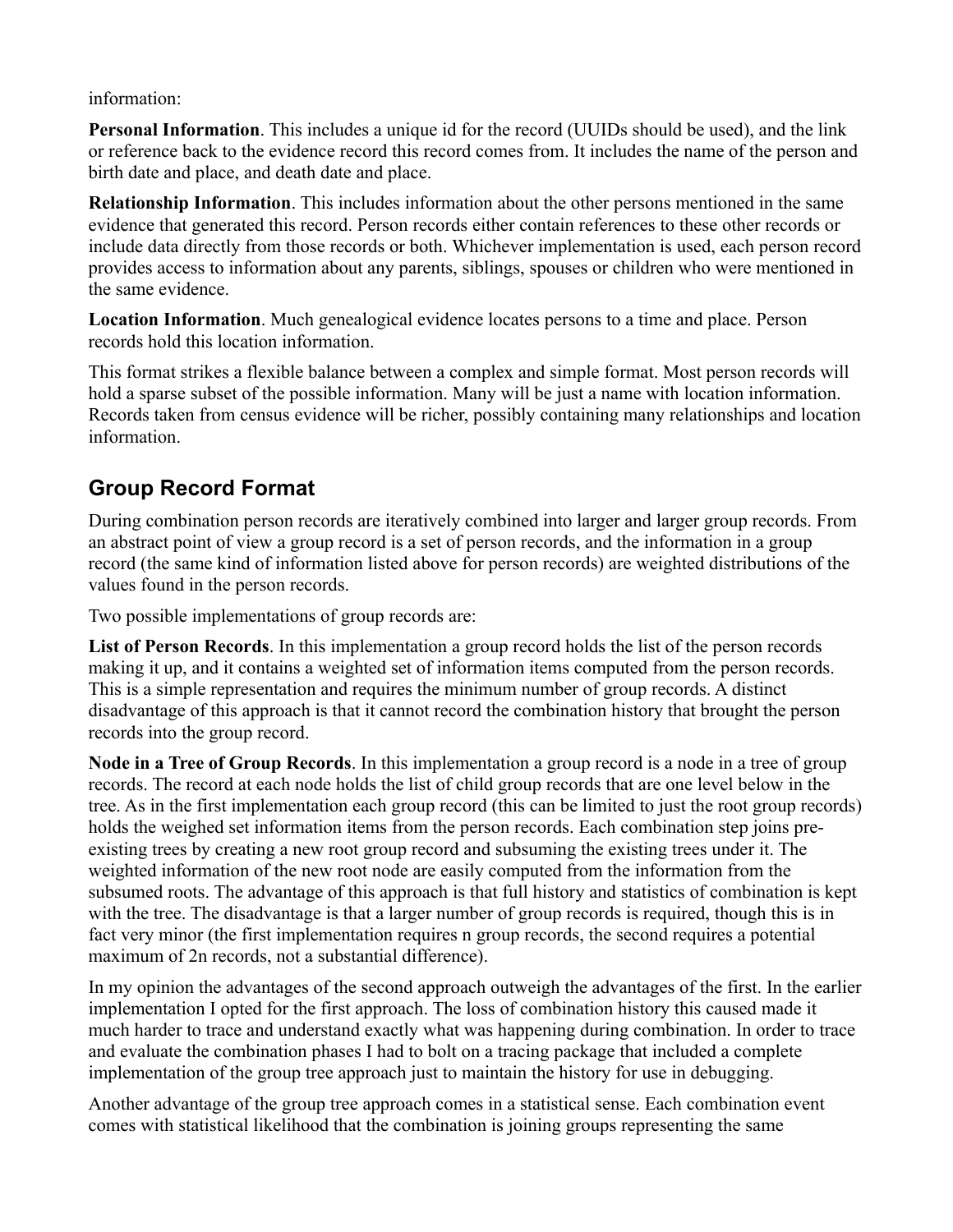information:

**Personal Information**. This includes a unique id for the record (UUIDs should be used), and the link or reference back to the evidence record this record comes from. It includes the name of the person and birth date and place, and death date and place.

**Relationship Information**. This includes information about the other persons mentioned in the same evidence that generated this record. Person records either contain references to these other records or include data directly from those records or both. Whichever implementation is used, each person record provides access to information about any parents, siblings, spouses or children who were mentioned in the same evidence.

**Location Information**. Much genealogical evidence locates persons to a time and place. Person records hold this location information.

This format strikes a flexible balance between a complex and simple format. Most person records will hold a sparse subset of the possible information. Many will be just a name with location information. Records taken from census evidence will be richer, possibly containing many relationships and location information.

## Group Record Format

During combination person records are iteratively combined into larger and larger group records. From an abstract point of view a group record is a set of person records, and the information in a group record (the same kind of information listed above for person records) are weighted distributions of the values found in the person records.

Two possible implementations of group records are:

**List of Person Records**. In this implementation a group record holds the list of the person records making it up, and it contains a weighted set of information items computed from the person records. This is a simple representation and requires the minimum number of group records. A distinct disadvantage of this approach is that it cannot record the combination history that brought the person records into the group record.

**Node in a Tree of Group Records**. In this implementation a group record is a node in a tree of group records. The record at each node holds the list of child group records that are one level below in the tree. As in the first implementation each group record (this can be limited to just the root group records) holds the weighed set information items from the person records. Each combination step joins pre-existing trees by creating a new root group record and subsuming the existing trees under it. The weighted information of the new root node are easily computed from the information from the subsumed roots. The advantage of this approach is that full history and statistics of combination is kept with the tree. The disadvantage is that a larger number of group records is required, though this is in fact very minor (the first implementation requires n group records, the second requires a potential maximum of 2n records, not a substantial difference).

In my opinion the advantages of the second approach outweigh the advantages of the first. In the earlier implementation I opted for the first approach. The loss of combination history this caused made it much harder to trace and understand exactly what was happening during combination. In order to trace and evaluate the combination phases I had to bolt on a tracing package that included a complete implementation of the group tree approach just to maintain the history for use in debugging.

Another advantage of the group tree approach comes in a statistical sense. Each combination event comes with statistical likelihood that the combination is joining groups representing the same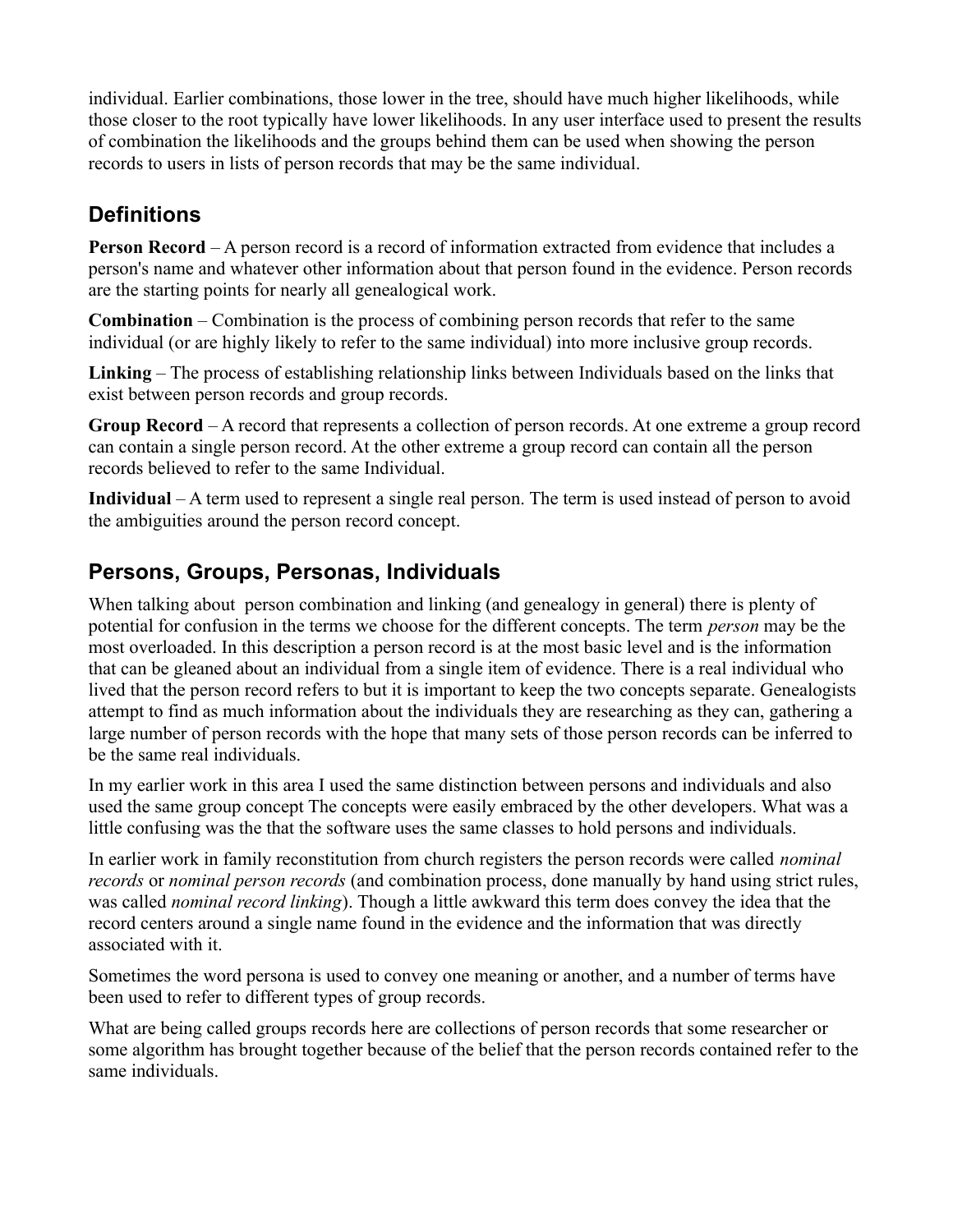individual. Earlier combinations, those lower in the tree, should have much higher likelihoods, while those closer to the root typically have lower likelihoods. In any user interface used to present the results of combination the likelihoods and the groups behind them can be used when showing the person records to users in lists of person records that may be the same individual.

## Definitions

**Person Record** – A person record is a record of information extracted from evidence that includes a person's name and whatever other information about that person found in the evidence. Person records are the starting points for nearly all genealogical work.

**Combination** – Combination is the process of combining person records that refer to the same individual (or are highly likely to refer to the same individual) into more inclusive group records.

**Linking** – The process of establishing relationship links between Individuals based on the links that exist between person records and group records.

**Group Record** – A record that represents a collection of person records. At one extreme a group record can contain a single person record. At the other extreme a group record can contain all the person records believed to refer to the same Individual.

**Individual** – A term used to represent a single real person. The term is used instead of person to avoid the ambiguities around the person record concept.

## Persons, Groups, Personas, Individuals

When talking about person combination and linking (and genealogy in general) there is plenty of potential for confusion in the terms we choose for the different concepts. The term *person* may be the most overloaded. In this description a person record is at the most basic level and is the information that can be gleaned about an individual from a single item of evidence. There is a real individual who lived that the person record refers to but it is important to keep the two concepts separate. Genealogists attempt to find as much information about the individuals they are researching as they can, gathering a large number of person records with the hope that many sets of those person records can be inferred to be the same real individuals.

In my earlier work in this area I used the same distinction between persons and individuals and also used the same group concept The concepts were easily embraced by the other developers. What was a little confusing was the that the software uses the same classes to hold persons and individuals.

In earlier work in family reconstitution from church registers the person records were called *nominal records* or *nominal person records* (and combination process, done manually by hand using strict rules, was called *nominal record linking*). Though a little awkward this term does convey the idea that the record centers around a single name found in the evidence and the information that was directly associated with it.

Sometimes the word persona is used to convey one meaning or another, and a number of terms have been used to refer to different types of group records.

What are being called groups records here are collections of person records that some researcher or some algorithm has brought together because of the belief that the person records contained refer to the same individuals.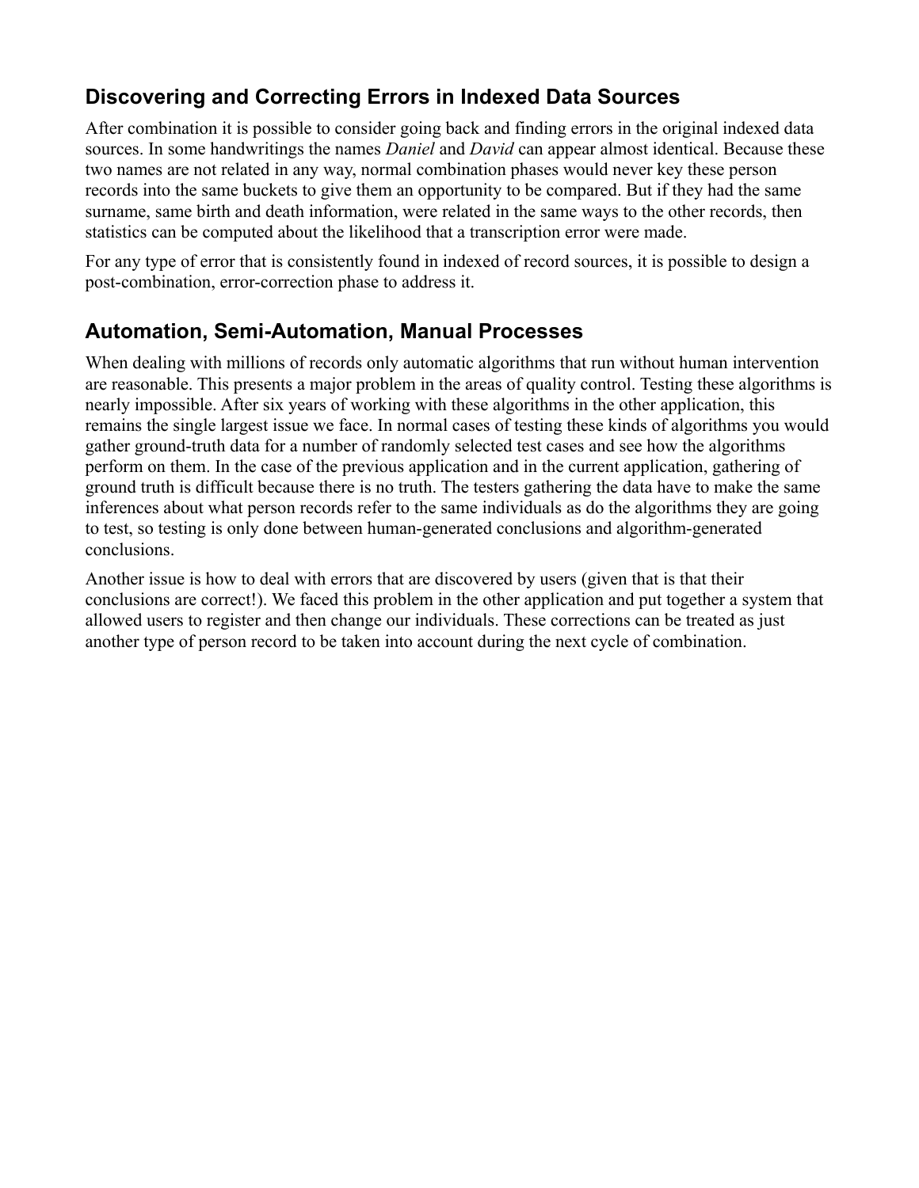## Discovering and Correcting Errors in Indexed Data Sources

After combination it is possible to consider going back and finding errors in the original indexed data sources. In some handwritings the names *Daniel* and *David* can appear almost identical. Because these two names are not related in any way, normal combination phases would never key these person records into the same buckets to give them an opportunity to be compared. But if they had the same surname, same birth and death information, were related in the same ways to the other records, then statistics can be computed about the likelihood that a transcription error were made.

For any type of error that is consistently found in indexed of record sources, it is possible to design a post-combination, error-correction phase to address it.

## Automation, Semi-Automation, Manual Processes

When dealing with millions of records only automatic algorithms that run without human intervention are reasonable. This presents a major problem in the areas of quality control. Testing these algorithms is nearly impossible. After six years of working with these algorithms in the other application, this remains the single largest issue we face. In normal cases of testing these kinds of algorithms you would gather ground-truth data for a number of randomly selected test cases and see how the algorithms perform on them. In the case of the previous application and in the current application, gathering of ground truth is difficult because there is no truth. The testers gathering the data have to make the same inferences about what person records refer to the same individuals as do the algorithms they are going to test, so testing is only done between human-generated conclusions and algorithm-generated conclusions.

Another issue is how to deal with errors that are discovered by users (given that is that their conclusions are correct!). We faced this problem in the other application and put together a system that allowed users to register and then change our individuals. These corrections can be treated as just another type of person record to be taken into account during the next cycle of combination.